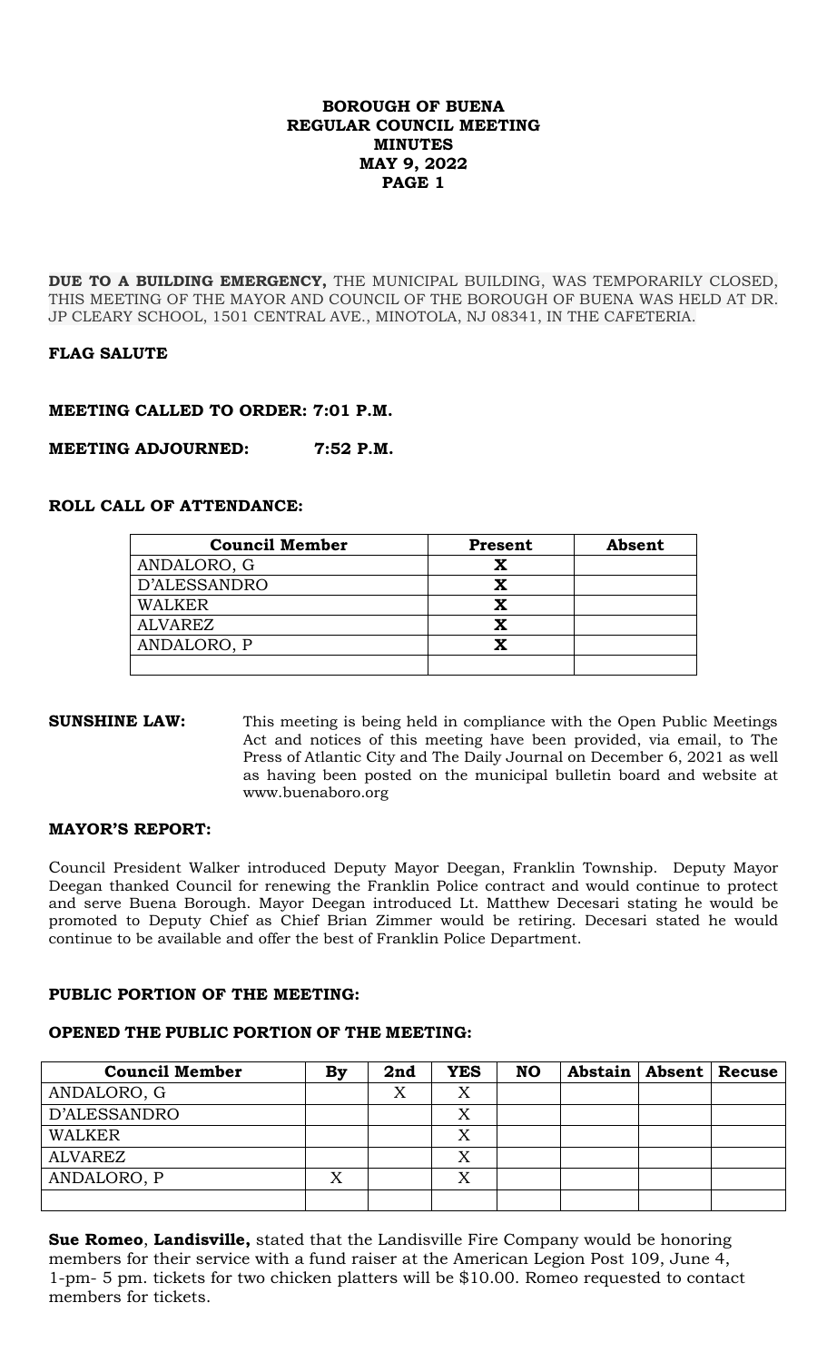# BOROUGH OF BUENA
# REGULAR COUNCIL MEETING
# MINUTES
# MAY 9, 2022

**DUE TO A BUILDING EMERGENCY,** THE MUNICIPAL BUILDING, WAS TEMPORARILY CLOSED, THIS MEETING OF THE MAYOR AND COUNCIL OF THE BOROUGH OF BUENA WAS HELD AT DR. JP CLEARY SCHOOL, 1501 CENTRAL AVE., MINOTOLA, NJ 08341, IN THE CAFETERIA.

**FLAG SALUTE**

**MEETING CALLED TO ORDER: 7:01 P.M.**

**MEETING ADJOURNED: 7:52 P.M.**

**ROLL CALL OF ATTENDANCE:**

| Council Member | Present | Absent |
|---|---|---|
| ANDALORO, G | X | |
| D'ALESSANDRO | X | |
| WALKER | X | |
| ALVAREZ | X | |
| ANDALORO, P | X | |
| | | |

**SUNSHINE LAW:** This meeting is being held in compliance with the Open Public Meetings Act and notices of this meeting have been provided, via email, to The Press of Atlantic City and The Daily Journal on December 6, 2021 as well as having been posted on the municipal bulletin board and website at www.buenaboro.org

**MAYOR'S REPORT:**

Council President Walker introduced Deputy Mayor Deegan, Franklin Township. Deputy Mayor Deegan thanked Council for renewing the Franklin Police contract and would continue to protect and serve Buena Borough. Mayor Deegan introduced Lt. Matthew Decesari stating he would be promoted to Deputy Chief as Chief Brian Zimmer would be retiring. Decesari stated he would continue to be available and offer the best of Franklin Police Department.

**PUBLIC PORTION OF THE MEETING:**

**OPENED THE PUBLIC PORTION OF THE MEETING:**

| Council Member | By | 2nd | YES | NO | Abstain | Absent | Recuse |
|---|---|---|---|---|---|---|---|
| ANDALORO, G | | X | X | | | | |
| D'ALESSANDRO | | | X | | | | |
| WALKER | | | X | | | | |
| ALVAREZ | | | X | | | | |
| ANDALORO, P | X | | X | | | | |
| | | | | | | | |

**Sue Romeo**, **Landisville,** stated that the Landisville Fire Company would be honoring members for their service with a fund raiser at the American Legion Post 109, June 4, 1-pm- 5 pm. tickets for two chicken platters will be $10.00. Romeo requested to contact members for tickets.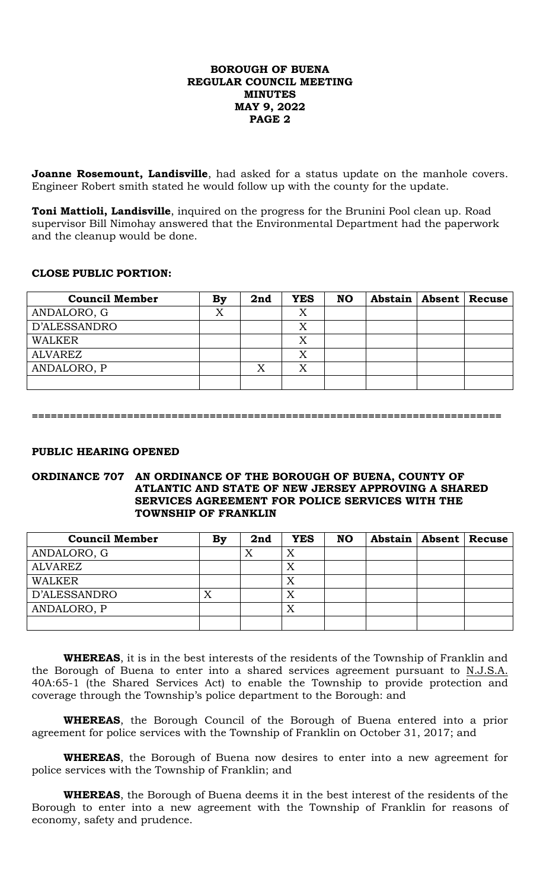**Joanne Rosemount, Landisville**, had asked for a status update on the manhole covers. Engineer Robert smith stated he would follow up with the county for the update.

**Toni Mattioli, Landisville**, inquired on the progress for the Brunini Pool clean up. Road supervisor Bill Nimohay answered that the Environmental Department had the paperwork and the cleanup would be done.

**CLOSE PUBLIC PORTION:**

| Council Member | By | 2nd | YES | NO | Abstain | Absent | Recuse |
|---|---|---|---|---|---|---|---|
| ANDALORO, G | X | | X | | | | |
| D'ALESSANDRO | | | X | | | | |
| WALKER | | | X | | | | |
| ALVAREZ | | | X | | | | |
| ANDALORO, P | | X | X | | | | |
| | | | | | | | |

===========================================================================

**PUBLIC HEARING OPENED**

**ORDINANCE 707 AN ORDINANCE OF THE BOROUGH OF BUENA, COUNTY OF ATLANTIC AND STATE OF NEW JERSEY APPROVING A SHARED SERVICES AGREEMENT FOR POLICE SERVICES WITH THE TOWNSHIP OF FRANKLIN**

| Council Member | By | 2nd | YES | NO | Abstain | Absent | Recuse |
|---|---|---|---|---|---|---|---|
| ANDALORO, G | | X | X | | | | |
| ALVAREZ | | | X | | | | |
| WALKER | | | X | | | | |
| D'ALESSANDRO | X | | X | | | | |
| ANDALORO, P | | | X | | | | |
| | | | | | | | |

**WHEREAS**, it is in the best interests of the residents of the Township of Franklin and the Borough of Buena to enter into a shared services agreement pursuant to N.J.S.A. 40A:65-1 (the Shared Services Act) to enable the Township to provide protection and coverage through the Township's police department to the Borough: and

**WHEREAS**, the Borough Council of the Borough of Buena entered into a prior agreement for police services with the Township of Franklin on October 31, 2017; and

**WHEREAS**, the Borough of Buena now desires to enter into a new agreement for police services with the Township of Franklin; and

**WHEREAS**, the Borough of Buena deems it in the best interest of the residents of the Borough to enter into a new agreement with the Township of Franklin for reasons of economy, safety and prudence.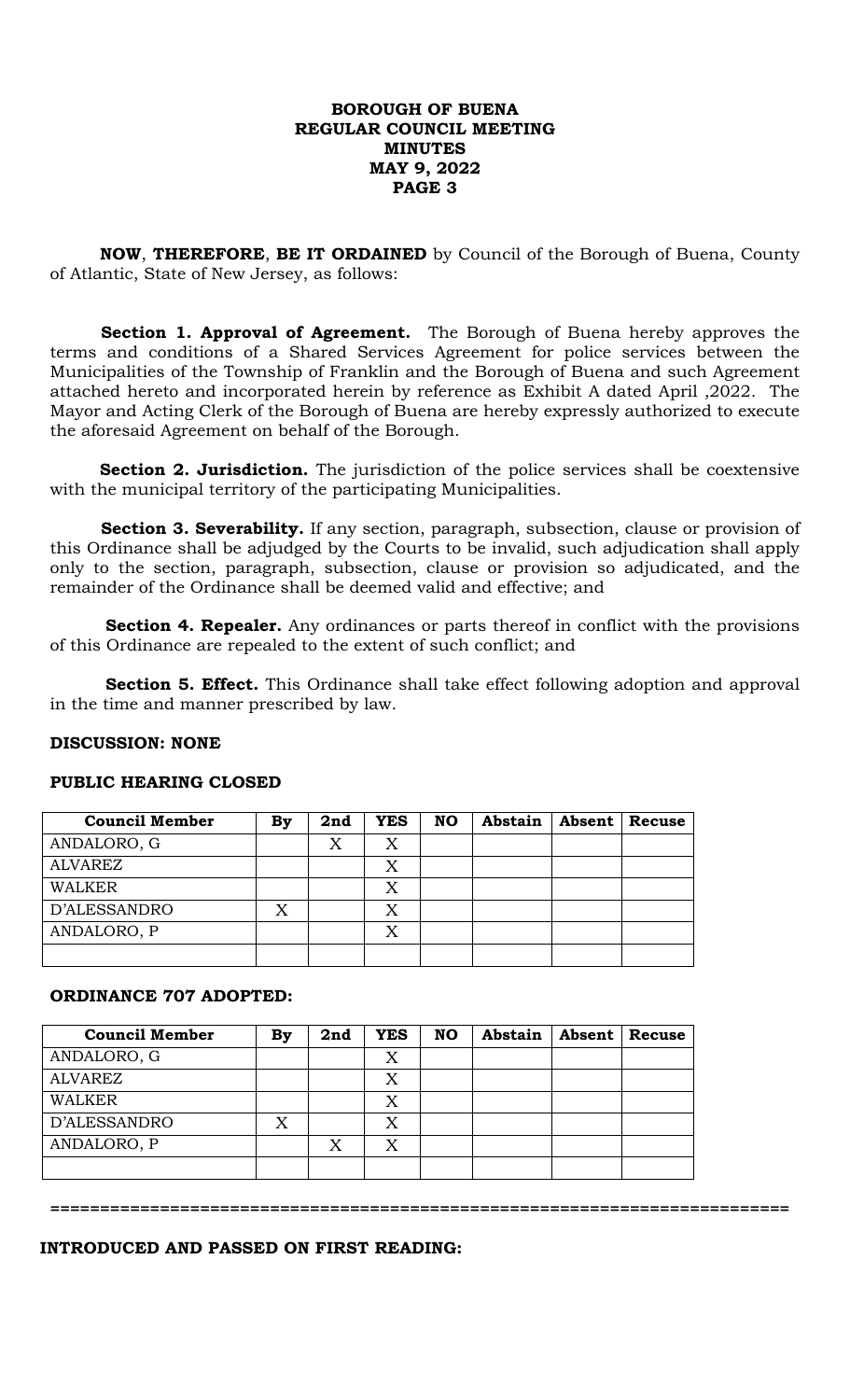**NOW**, **THEREFORE**, **BE IT ORDAINED** by Council of the Borough of Buena, County of Atlantic, State of New Jersey, as follows:

**Section 1. Approval of Agreement.** The Borough of Buena hereby approves the terms and conditions of a Shared Services Agreement for police services between the Municipalities of the Township of Franklin and the Borough of Buena and such Agreement attached hereto and incorporated herein by reference as Exhibit A dated April ,2022. The Mayor and Acting Clerk of the Borough of Buena are hereby expressly authorized to execute the aforesaid Agreement on behalf of the Borough.

**Section 2. Jurisdiction.** The jurisdiction of the police services shall be coextensive with the municipal territory of the participating Municipalities.

**Section 3. Severability.** If any section, paragraph, subsection, clause or provision of this Ordinance shall be adjudged by the Courts to be invalid, such adjudication shall apply only to the section, paragraph, subsection, clause or provision so adjudicated, and the remainder of the Ordinance shall be deemed valid and effective; and

**Section 4. Repealer.** Any ordinances or parts thereof in conflict with the provisions of this Ordinance are repealed to the extent of such conflict; and

**Section 5. Effect.** This Ordinance shall take effect following adoption and approval in the time and manner prescribed by law.

**DISCUSSION: NONE**

**PUBLIC HEARING CLOSED**

| Council Member | By | 2nd | YES | NO | Abstain | Absent | Recuse |
|---|---|---|---|---|---|---|---|
| ANDALORO, G | | X | X | | | | |
| ALVAREZ | | | X | | | | |
| WALKER | | | X | | | | |
| D'ALESSANDRO | X | | X | | | | |
| ANDALORO, P | | | X | | | | |
| | | | | | | | |

**ORDINANCE 707 ADOPTED:**

| Council Member | By | 2nd | YES | NO | Abstain | Absent | Recuse |
|---|---|---|---|---|---|---|---|
| ANDALORO, G | | | X | | | | |
| ALVAREZ | | | X | | | | |
| WALKER | | | X | | | | |
| D'ALESSANDRO | X | | X | | | | |
| ANDALORO, P | | X | X | | | | |
| | | | | | | | |

=========================================================================

**INTRODUCED AND PASSED ON FIRST READING:**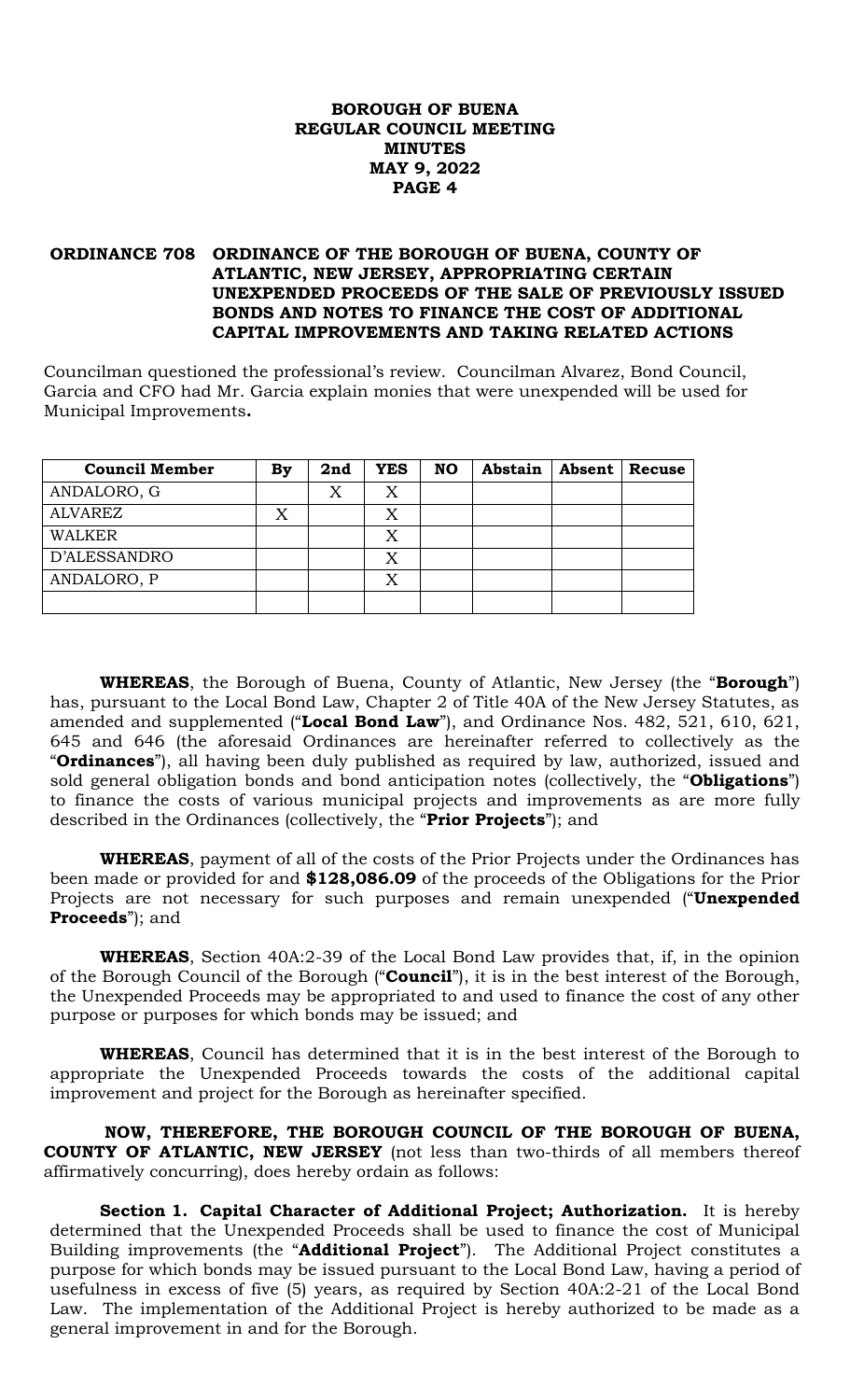# BOROUGH OF BUENA
## REGULAR COUNCIL MEETING
## MINUTES
## MAY 9, 2022
## PAGE 4

**ORDINANCE 708 ORDINANCE OF THE BOROUGH OF BUENA, COUNTY OF ATLANTIC, NEW JERSEY, APPROPRIATING CERTAIN UNEXPENDED PROCEEDS OF THE SALE OF PREVIOUSLY ISSUED BONDS AND NOTES TO FINANCE THE COST OF ADDITIONAL CAPITAL IMPROVEMENTS AND TAKING RELATED ACTIONS**

Councilman questioned the professional's review. Councilman Alvarez, Bond Council, Garcia and CFO had Mr. Garcia explain monies that were unexpended will be used for Municipal Improvements**.**

| Council Member | By | 2nd | YES | NO | Abstain | Absent | Recuse |
|---|---|---|---|---|---|---|---|
| ANDALORO, G | | X | X | | | | |
| ALVAREZ | X | | X | | | | |
| WALKER | | | X | | | | |
| D'ALESSANDRO | | | X | | | | |
| ANDALORO, P | | | X | | | | |
| | | | | | | | |

**WHEREAS**, the Borough of Buena, County of Atlantic, New Jersey (the "**Borough**") has, pursuant to the Local Bond Law, Chapter 2 of Title 40A of the New Jersey Statutes, as amended and supplemented ("**Local Bond Law**"), and Ordinance Nos. 482, 521, 610, 621, 645 and 646 (the aforesaid Ordinances are hereinafter referred to collectively as the "**Ordinances**"), all having been duly published as required by law, authorized, issued and sold general obligation bonds and bond anticipation notes (collectively, the "**Obligations**") to finance the costs of various municipal projects and improvements as are more fully described in the Ordinances (collectively, the "**Prior Projects**"); and

**WHEREAS**, payment of all of the costs of the Prior Projects under the Ordinances has been made or provided for and **$128,086.09** of the proceeds of the Obligations for the Prior Projects are not necessary for such purposes and remain unexpended ("**Unexpended Proceeds**"); and

**WHEREAS**, Section 40A:2-39 of the Local Bond Law provides that, if, in the opinion of the Borough Council of the Borough ("**Council**"), it is in the best interest of the Borough, the Unexpended Proceeds may be appropriated to and used to finance the cost of any other purpose or purposes for which bonds may be issued; and

**WHEREAS**, Council has determined that it is in the best interest of the Borough to appropriate the Unexpended Proceeds towards the costs of the additional capital improvement and project for the Borough as hereinafter specified.

**NOW, THEREFORE, THE BOROUGH COUNCIL OF THE BOROUGH OF BUENA, COUNTY OF ATLANTIC, NEW JERSEY** (not less than two-thirds of all members thereof affirmatively concurring), does hereby ordain as follows:

**Section 1. Capital Character of Additional Project; Authorization.** It is hereby determined that the Unexpended Proceeds shall be used to finance the cost of Municipal Building improvements (the "**Additional Project**"). The Additional Project constitutes a purpose for which bonds may be issued pursuant to the Local Bond Law, having a period of usefulness in excess of five (5) years, as required by Section 40A:2-21 of the Local Bond Law. The implementation of the Additional Project is hereby authorized to be made as a general improvement in and for the Borough.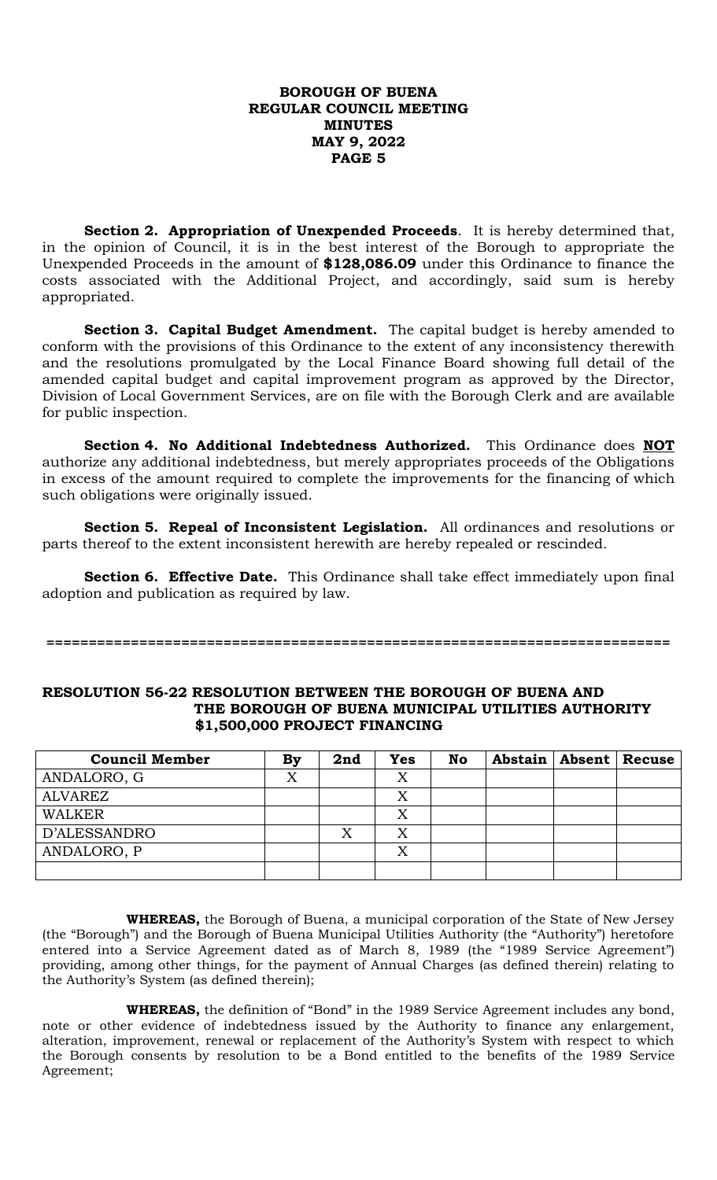**Section 2. Appropriation of Unexpended Proceeds**. It is hereby determined that, in the opinion of Council, it is in the best interest of the Borough to appropriate the Unexpended Proceeds in the amount of **$128,086.09** under this Ordinance to finance the costs associated with the Additional Project, and accordingly, said sum is hereby appropriated.

**Section 3. Capital Budget Amendment.** The capital budget is hereby amended to conform with the provisions of this Ordinance to the extent of any inconsistency therewith and the resolutions promulgated by the Local Finance Board showing full detail of the amended capital budget and capital improvement program as approved by the Director, Division of Local Government Services, are on file with the Borough Clerk and are available for public inspection.

**Section 4. No Additional Indebtedness Authorized.** This Ordinance does **NOT** authorize any additional indebtedness, but merely appropriates proceeds of the Obligations in excess of the amount required to complete the improvements for the financing of which such obligations were originally issued.

**Section 5. Repeal of Inconsistent Legislation.** All ordinances and resolutions or parts thereof to the extent inconsistent herewith are hereby repealed or rescinded.

**Section 6. Effective Date.** This Ordinance shall take effect immediately upon final adoption and publication as required by law.

==========================================================================

**RESOLUTION 56-22 RESOLUTION BETWEEN THE BOROUGH OF BUENA AND THE BOROUGH OF BUENA MUNICIPAL UTILITIES AUTHORITY $1,500,000 PROJECT FINANCING**

| Council Member | By | 2nd | Yes | No | Abstain | Absent | Recuse |
|---|---|---|---|---|---|---|---|
| ANDALORO, G | X | | X | | | | |
| ALVAREZ | | | X | | | | |
| WALKER | | | X | | | | |
| D'ALESSANDRO | | X | X | | | | |
| ANDALORO, P | | | X | | | | |
| | | | | | | | |

**WHEREAS,** the Borough of Buena, a municipal corporation of the State of New Jersey (the "Borough") and the Borough of Buena Municipal Utilities Authority (the "Authority") heretofore entered into a Service Agreement dated as of March 8, 1989 (the "1989 Service Agreement") providing, among other things, for the payment of Annual Charges (as defined therein) relating to the Authority's System (as defined therein);

**WHEREAS,** the definition of "Bond" in the 1989 Service Agreement includes any bond, note or other evidence of indebtedness issued by the Authority to finance any enlargement, alteration, improvement, renewal or replacement of the Authority's System with respect to which the Borough consents by resolution to be a Bond entitled to the benefits of the 1989 Service Agreement;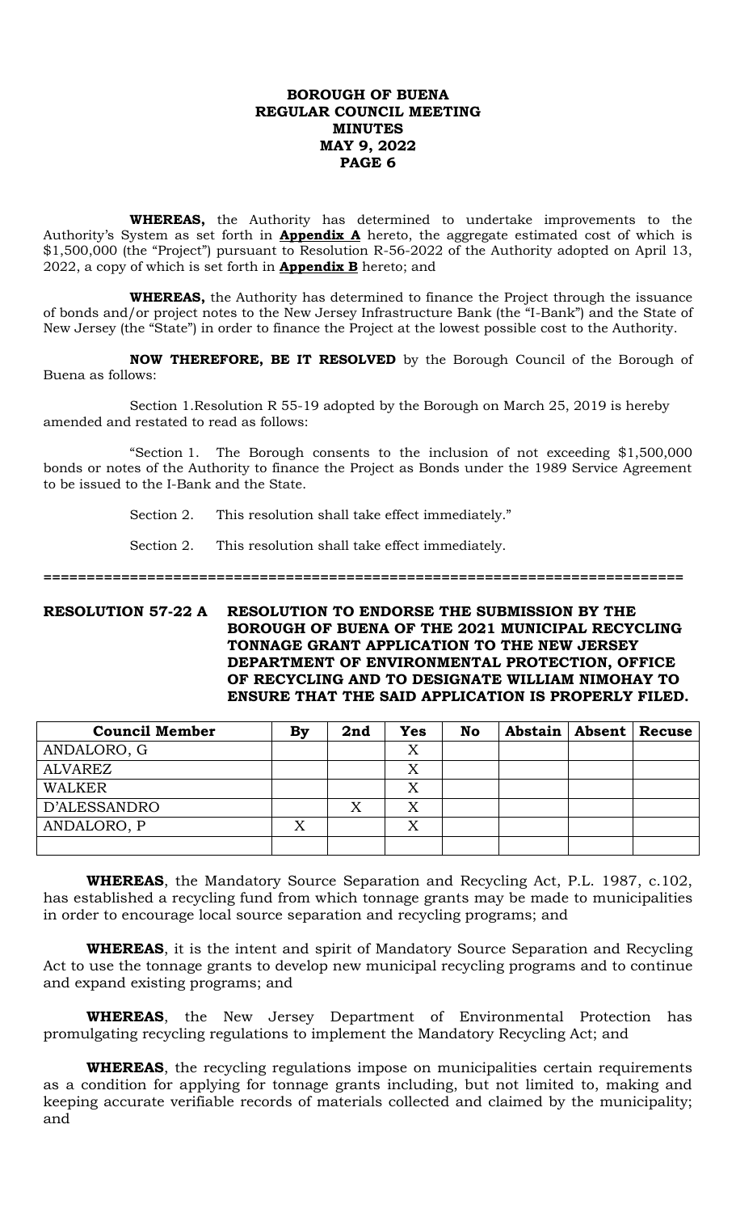**WHEREAS,** the Authority has determined to undertake improvements to the Authority's System as set forth in **Appendix A** hereto, the aggregate estimated cost of which is $1,500,000 (the "Project") pursuant to Resolution R-56-2022 of the Authority adopted on April 13, 2022, a copy of which is set forth in **Appendix B** hereto; and

**WHEREAS,** the Authority has determined to finance the Project through the issuance of bonds and/or project notes to the New Jersey Infrastructure Bank (the "I-Bank") and the State of New Jersey (the "State") in order to finance the Project at the lowest possible cost to the Authority.

**NOW THEREFORE, BE IT RESOLVED** by the Borough Council of the Borough of Buena as follows:

Section 1.Resolution R 55-19 adopted by the Borough on March 25, 2019 is hereby amended and restated to read as follows:

"Section 1. The Borough consents to the inclusion of not exceeding $1,500,000 bonds or notes of the Authority to finance the Project as Bonds under the 1989 Service Agreement to be issued to the I-Bank and the State.

Section 2. This resolution shall take effect immediately."

Section 2. This resolution shall take effect immediately.

===========================================================================

**RESOLUTION 57-22 A RESOLUTION TO ENDORSE THE SUBMISSION BY THE BOROUGH OF BUENA OF THE 2021 MUNICIPAL RECYCLING TONNAGE GRANT APPLICATION TO THE NEW JERSEY DEPARTMENT OF ENVIRONMENTAL PROTECTION, OFFICE OF RECYCLING AND TO DESIGNATE WILLIAM NIMOHAY TO ENSURE THAT THE SAID APPLICATION IS PROPERLY FILED.**

| Council Member | By | 2nd | Yes | No | Abstain | Absent | Recuse |
|---|---|---|---|---|---|---|---|
| ANDALORO, G | | | X | | | | |
| ALVAREZ | | | X | | | | |
| WALKER | | | X | | | | |
| D'ALESSANDRO | | X | X | | | | |
| ANDALORO, P | X | | X | | | | |
| | | | | | | | |

**WHEREAS**, the Mandatory Source Separation and Recycling Act, P.L. 1987, c.102, has established a recycling fund from which tonnage grants may be made to municipalities in order to encourage local source separation and recycling programs; and

**WHEREAS**, it is the intent and spirit of Mandatory Source Separation and Recycling Act to use the tonnage grants to develop new municipal recycling programs and to continue and expand existing programs; and

**WHEREAS**, the New Jersey Department of Environmental Protection has promulgating recycling regulations to implement the Mandatory Recycling Act; and

**WHEREAS**, the recycling regulations impose on municipalities certain requirements as a condition for applying for tonnage grants including, but not limited to, making and keeping accurate verifiable records of materials collected and claimed by the municipality; and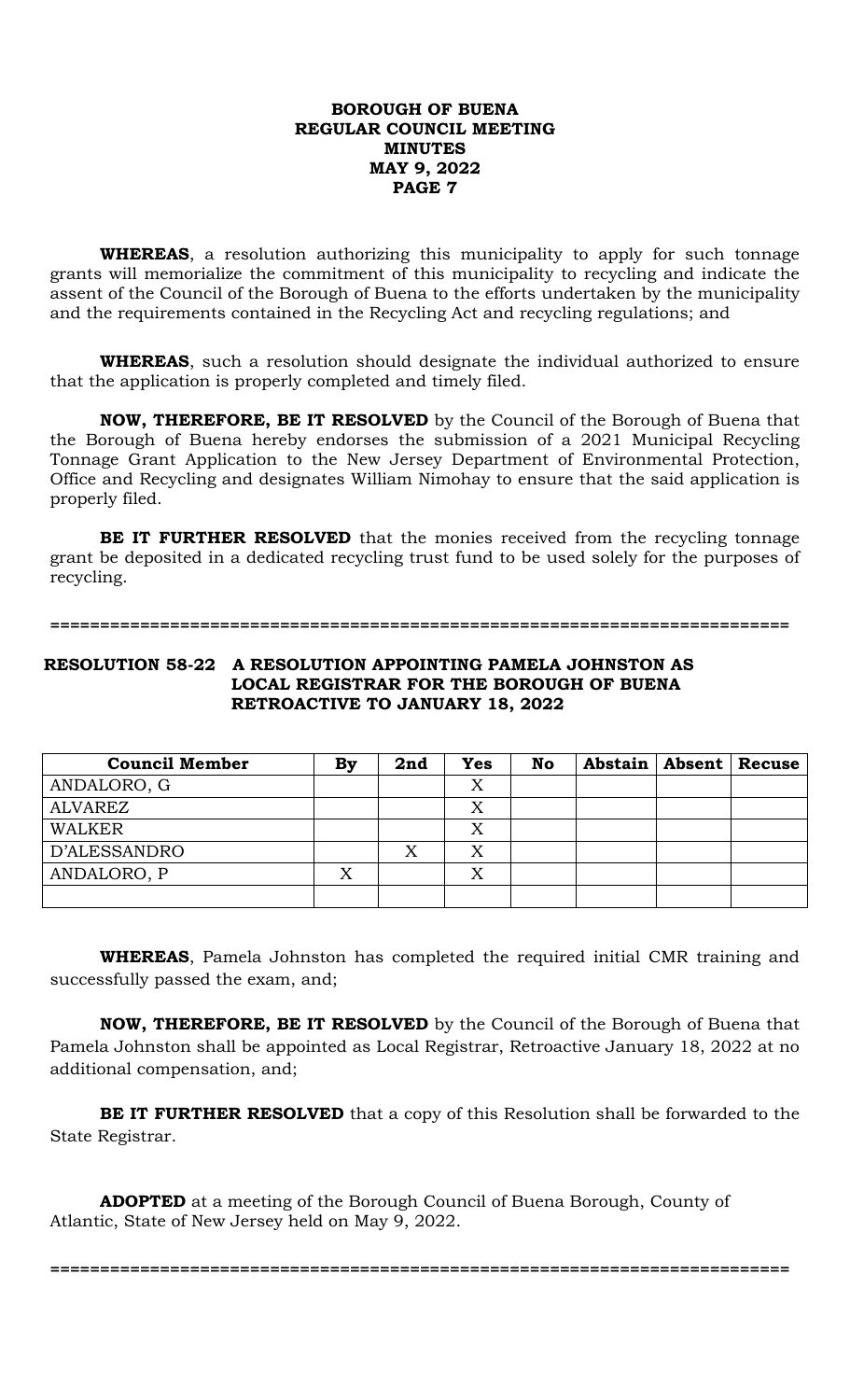**WHEREAS**, a resolution authorizing this municipality to apply for such tonnage grants will memorialize the commitment of this municipality to recycling and indicate the assent of the Council of the Borough of Buena to the efforts undertaken by the municipality and the requirements contained in the Recycling Act and recycling regulations; and

**WHEREAS**, such a resolution should designate the individual authorized to ensure that the application is properly completed and timely filed.

**NOW, THEREFORE, BE IT RESOLVED** by the Council of the Borough of Buena that the Borough of Buena hereby endorses the submission of a 2021 Municipal Recycling Tonnage Grant Application to the New Jersey Department of Environmental Protection, Office and Recycling and designates William Nimohay to ensure that the said application is properly filed.

**BE IT FURTHER RESOLVED** that the monies received from the recycling tonnage grant be deposited in a dedicated recycling trust fund to be used solely for the purposes of recycling.

===========================================================================

**RESOLUTION 58-22 A RESOLUTION APPOINTING PAMELA JOHNSTON AS LOCAL REGISTRAR FOR THE BOROUGH OF BUENA RETROACTIVE TO JANUARY 18, 2022**

| Council Member | By | 2nd | Yes | No | Abstain | Absent | Recuse |
|---|---|---|---|---|---|---|---|
| ANDALORO, G | | | X | | | | |
| ALVAREZ | | | X | | | | |
| WALKER | | | X | | | | |
| D'ALESSANDRO | | X | X | | | | |
| ANDALORO, P | X | | X | | | | |
| | | | | | | | |

**WHEREAS**, Pamela Johnston has completed the required initial CMR training and successfully passed the exam, and;

**NOW, THEREFORE, BE IT RESOLVED** by the Council of the Borough of Buena that Pamela Johnston shall be appointed as Local Registrar, Retroactive January 18, 2022 at no additional compensation, and;

**BE IT FURTHER RESOLVED** that a copy of this Resolution shall be forwarded to the State Registrar.

**ADOPTED** at a meeting of the Borough Council of Buena Borough, County of Atlantic, State of New Jersey held on May 9, 2022.

===========================================================================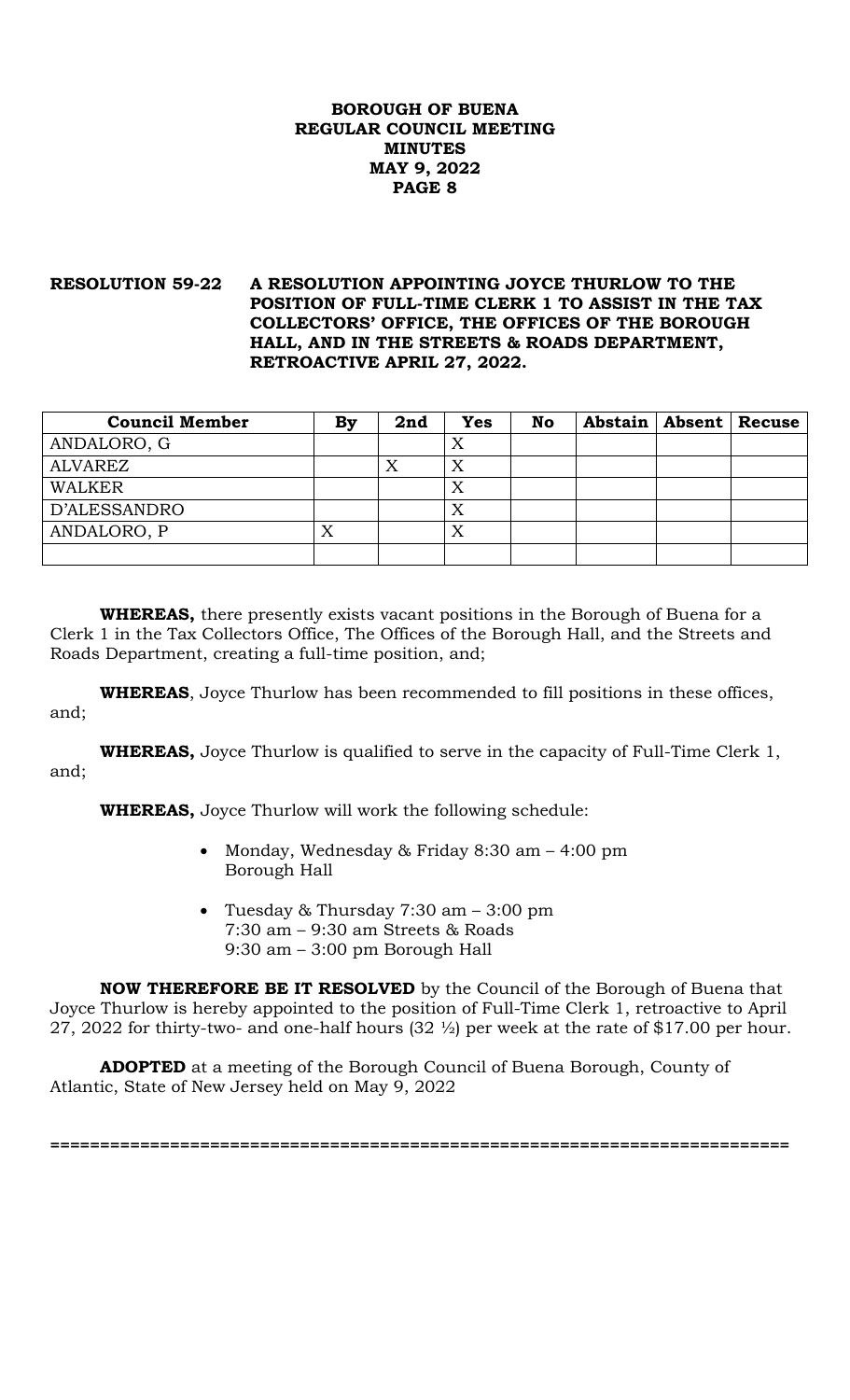**RESOLUTION 59-22 A RESOLUTION APPOINTING JOYCE THURLOW TO THE POSITION OF FULL-TIME CLERK 1 TO ASSIST IN THE TAX COLLECTORS' OFFICE, THE OFFICES OF THE BOROUGH HALL, AND IN THE STREETS & ROADS DEPARTMENT, RETROACTIVE APRIL 27, 2022.**

| Council Member | By | 2nd | Yes | No | Abstain | Absent | Recuse |
|---|---|---|---|---|---|---|---|
| ANDALORO, G | | | X | | | | |
| ALVAREZ | | X | X | | | | |
| WALKER | | | X | | | | |
| D'ALESSANDRO | | | X | | | | |
| ANDALORO, P | X | | X | | | | |
| | | | | | | | |

**WHEREAS,** there presently exists vacant positions in the Borough of Buena for a Clerk 1 in the Tax Collectors Office, The Offices of the Borough Hall, and the Streets and Roads Department, creating a full-time position, and;

**WHEREAS**, Joyce Thurlow has been recommended to fill positions in these offices, and;

**WHEREAS,** Joyce Thurlow is qualified to serve in the capacity of Full-Time Clerk 1, and;

**WHEREAS,** Joyce Thurlow will work the following schedule:

- Monday, Wednesday & Friday 8:30 am – 4:00 pm
  Borough Hall
- Tuesday & Thursday 7:30 am – 3:00 pm
  7:30 am – 9:30 am Streets & Roads
  9:30 am – 3:00 pm Borough Hall

**NOW THEREFORE BE IT RESOLVED** by the Council of the Borough of Buena that Joyce Thurlow is hereby appointed to the position of Full-Time Clerk 1, retroactive to April 27, 2022 for thirty-two- and one-half hours (32 ½) per week at the rate of $17.00 per hour.

**ADOPTED** at a meeting of the Borough Council of Buena Borough, County of Atlantic, State of New Jersey held on May 9, 2022

==========================================================================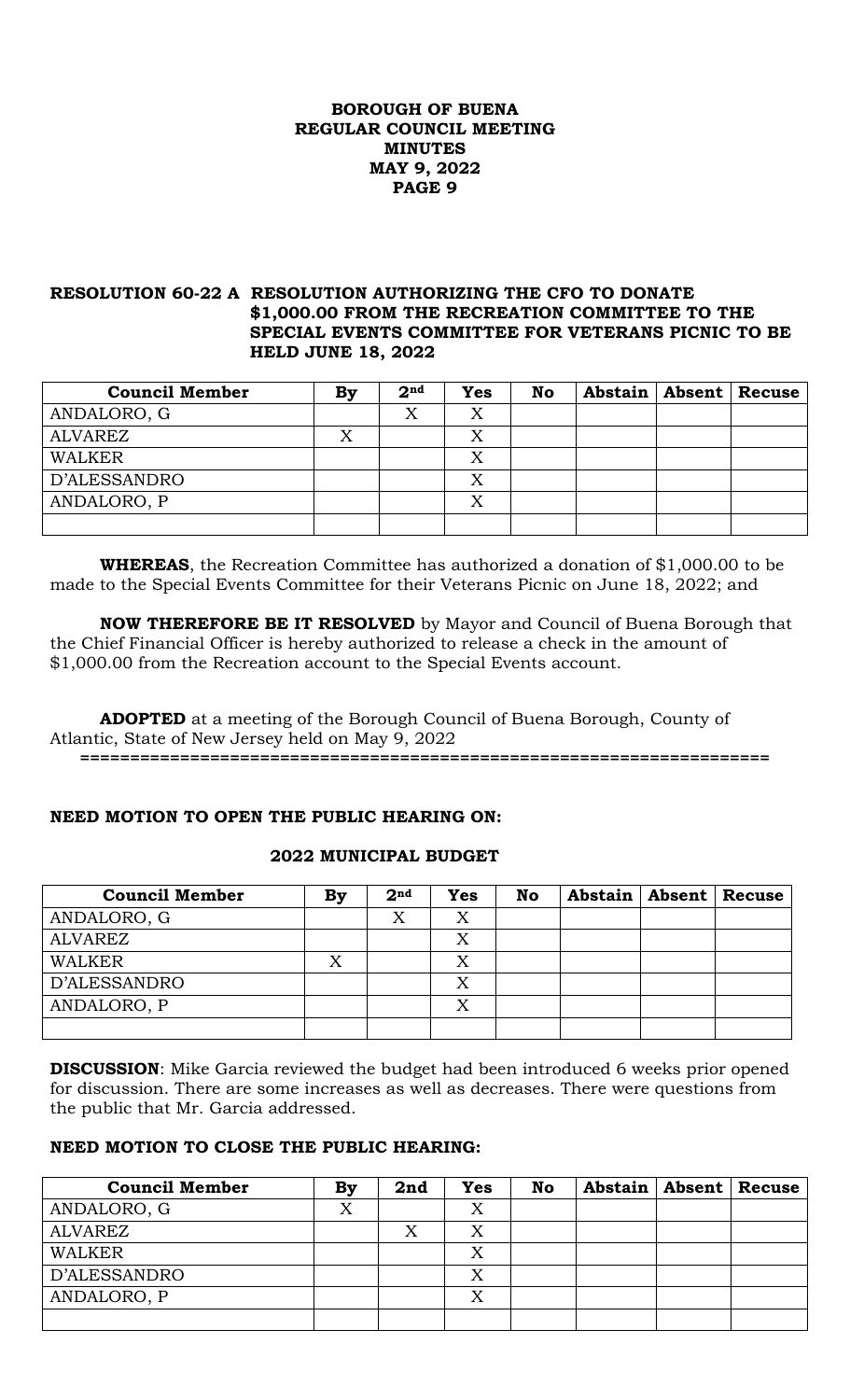**RESOLUTION 60-22 A RESOLUTION AUTHORIZING THE CFO TO DONATE $1,000.00 FROM THE RECREATION COMMITTEE TO THE SPECIAL EVENTS COMMITTEE FOR VETERANS PICNIC TO BE HELD JUNE 18, 2022**

| Council Member | By | 2nd | Yes | No | Abstain | Absent | Recuse |
|---|---|---|---|---|---|---|---|
| ANDALORO, G | | X | X | | | | |
| ALVAREZ | X | | X | | | | |
| WALKER | | | X | | | | |
| D'ALESSANDRO | | | X | | | | |
| ANDALORO, P | | | X | | | | |
| | | | | | | | |

**WHEREAS**, the Recreation Committee has authorized a donation of $1,000.00 to be made to the Special Events Committee for their Veterans Picnic on June 18, 2022; and

**NOW THEREFORE BE IT RESOLVED** by Mayor and Council of Buena Borough that the Chief Financial Officer is hereby authorized to release a check in the amount of $1,000.00 from the Recreation account to the Special Events account.

**ADOPTED** at a meeting of the Borough Council of Buena Borough, County of Atlantic, State of New Jersey held on May 9, 2022

====================================================================

**NEED MOTION TO OPEN THE PUBLIC HEARING ON:**

**2022 MUNICIPAL BUDGET**

| Council Member | By | 2nd | Yes | No | Abstain | Absent | Recuse |
|---|---|---|---|---|---|---|---|
| ANDALORO, G | | X | X | | | | |
| ALVAREZ | | | X | | | | |
| WALKER | X | | X | | | | |
| D'ALESSANDRO | | | X | | | | |
| ANDALORO, P | | | X | | | | |
| | | | | | | | |

**DISCUSSION**: Mike Garcia reviewed the budget had been introduced 6 weeks prior opened for discussion. There are some increases as well as decreases. There were questions from the public that Mr. Garcia addressed.

**NEED MOTION TO CLOSE THE PUBLIC HEARING:**

| Council Member | By | 2nd | Yes | No | Abstain | Absent | Recuse |
|---|---|---|---|---|---|---|---|
| ANDALORO, G | X | | X | | | | |
| ALVAREZ | | X | X | | | | |
| WALKER | | | X | | | | |
| D'ALESSANDRO | | | X | | | | |
| ANDALORO, P | | | X | | | | |
| | | | | | | | |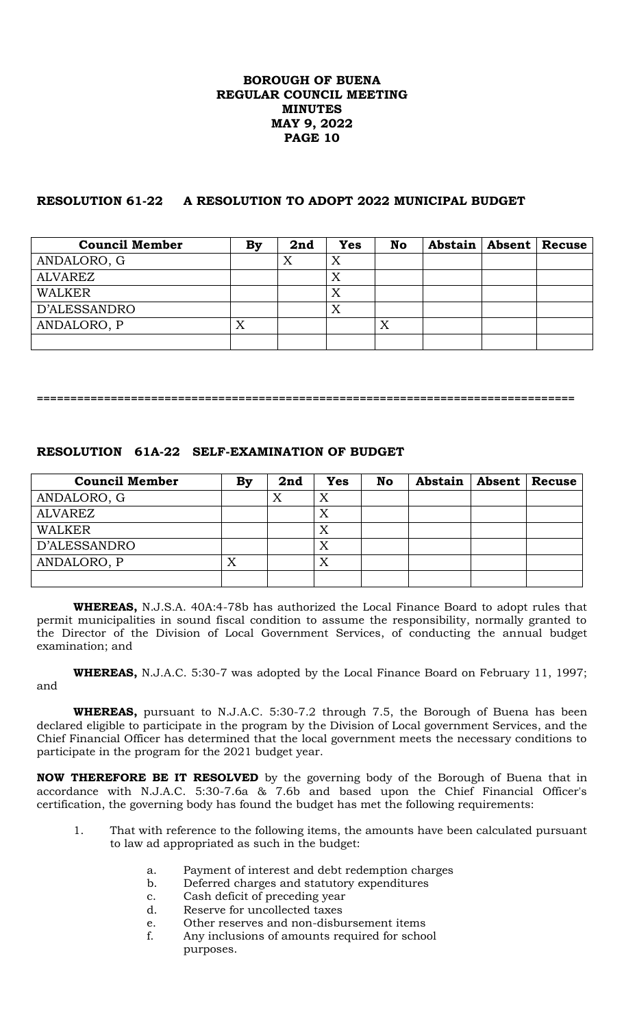**BOROUGH OF BUENA**
**REGULAR COUNCIL MEETING**
**MINUTES**
**MAY 9, 2022**

### RESOLUTION 61-22 A RESOLUTION TO ADOPT 2022 MUNICIPAL BUDGET

| Council Member | By | 2nd | Yes | No | Abstain | Absent | Recuse |
|---|---|---|---|---|---|---|---|
| ANDALORO, G | | X | X | | | | |
| ALVAREZ | | | X | | | | |
| WALKER | | | X | | | | |
| D'ALESSANDRO | | | X | | | | |
| ANDALORO, P | X | | | X | | | |
| | | | | | | | |

================================================================================

### RESOLUTION 61A-22 SELF-EXAMINATION OF BUDGET

| Council Member | By | 2nd | Yes | No | Abstain | Absent | Recuse |
|---|---|---|---|---|---|---|---|
| ANDALORO, G | | X | X | | | | |
| ALVAREZ | | | X | | | | |
| WALKER | | | X | | | | |
| D'ALESSANDRO | | | X | | | | |
| ANDALORO, P | X | | X | | | | |
| | | | | | | | |

**WHEREAS,** N.J.S.A. 40A:4-78b has authorized the Local Finance Board to adopt rules that permit municipalities in sound fiscal condition to assume the responsibility, normally granted to the Director of the Division of Local Government Services, of conducting the annual budget examination; and

**WHEREAS,** N.J.A.C. 5:30-7 was adopted by the Local Finance Board on February 11, 1997; and

**WHEREAS,** pursuant to N.J.A.C. 5:30-7.2 through 7.5, the Borough of Buena has been declared eligible to participate in the program by the Division of Local government Services, and the Chief Financial Officer has determined that the local government meets the necessary conditions to participate in the program for the 2021 budget year.

**NOW THEREFORE BE IT RESOLVED** by the governing body of the Borough of Buena that in accordance with N.J.A.C. 5:30-7.6a & 7.6b and based upon the Chief Financial Officer's certification, the governing body has found the budget has met the following requirements:

1. That with reference to the following items, the amounts have been calculated pursuant to law ad appropriated as such in the budget:

    a. Payment of interest and debt redemption charges
    b. Deferred charges and statutory expenditures
    c. Cash deficit of preceding year
    d. Reserve for uncollected taxes
    e. Other reserves and non-disbursement items
    f. Any inclusions of amounts required for school purposes.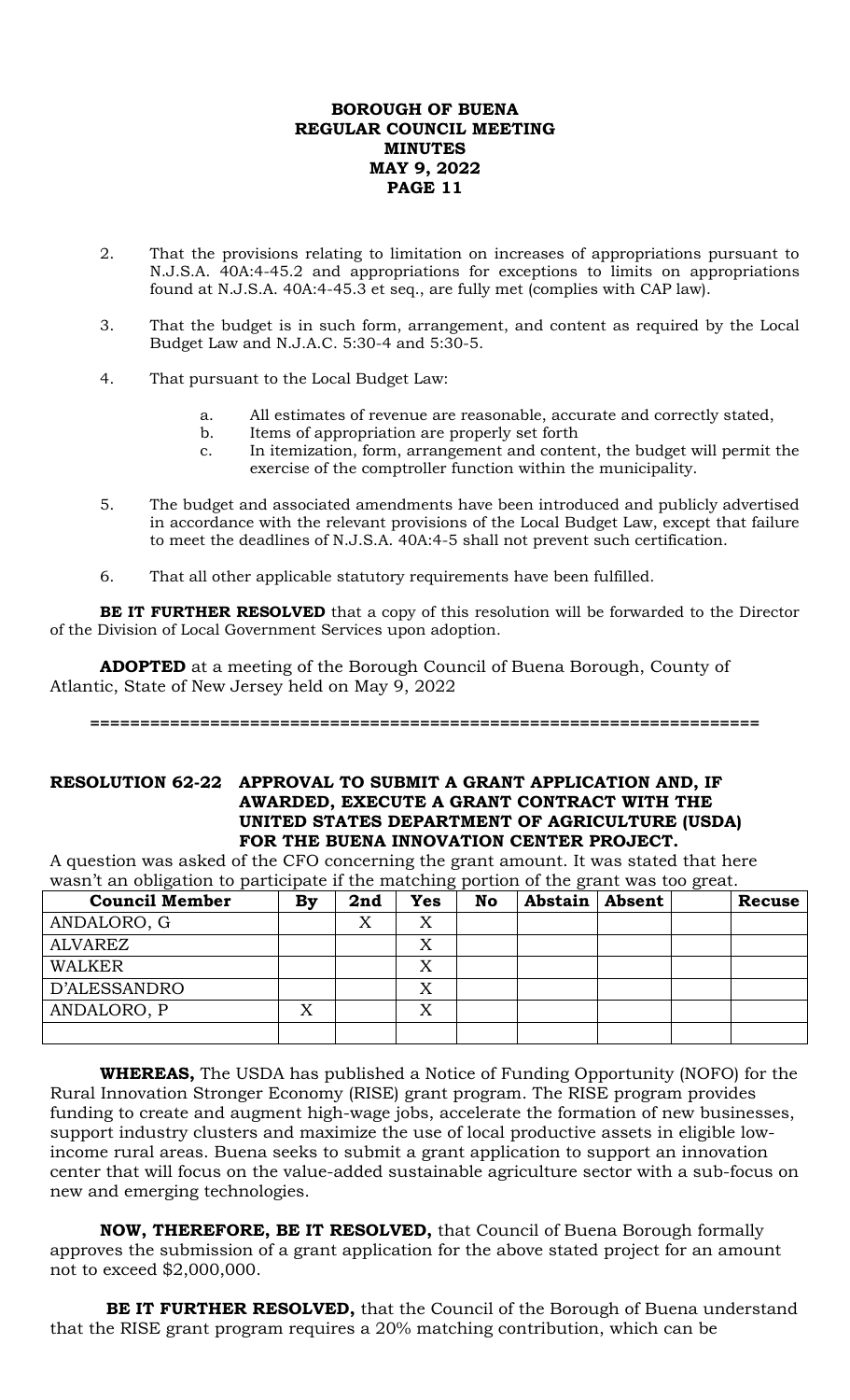2. That the provisions relating to limitation on increases of appropriations pursuant to N.J.S.A. 40A:4-45.2 and appropriations for exceptions to limits on appropriations found at N.J.S.A. 40A:4-45.3 et seq., are fully met (complies with CAP law).

3. That the budget is in such form, arrangement, and content as required by the Local Budget Law and N.J.A.C. 5:30-4 and 5:30-5.

4. That pursuant to the Local Budget Law:

   a. All estimates of revenue are reasonable, accurate and correctly stated,
   b. Items of appropriation are properly set forth
   c. In itemization, form, arrangement and content, the budget will permit the exercise of the comptroller function within the municipality.

5. The budget and associated amendments have been introduced and publicly advertised in accordance with the relevant provisions of the Local Budget Law, except that failure to meet the deadlines of N.J.S.A. 40A:4-5 shall not prevent such certification.

6. That all other applicable statutory requirements have been fulfilled.

**BE IT FURTHER RESOLVED** that a copy of this resolution will be forwarded to the Director of the Division of Local Government Services upon adoption.

**ADOPTED** at a meeting of the Borough Council of Buena Borough, County of Atlantic, State of New Jersey held on May 9, 2022

=================================================================

**RESOLUTION 62-22 APPROVAL TO SUBMIT A GRANT APPLICATION AND, IF AWARDED, EXECUTE A GRANT CONTRACT WITH THE UNITED STATES DEPARTMENT OF AGRICULTURE (USDA) FOR THE BUENA INNOVATION CENTER PROJECT.**

A question was asked of the CFO concerning the grant amount. It was stated that here wasn't an obligation to participate if the matching portion of the grant was too great.

| Council Member | By | 2nd | Yes | No | Abstain | Absent | | Recuse |
|---|---|---|---|---|---|---|---|---|
| ANDALORO, G | | X | X | | | | | |
| ALVAREZ | | | X | | | | | |
| WALKER | | | X | | | | | |
| D'ALESSANDRO | | | X | | | | | |
| ANDALORO, P | X | | X | | | | | |
| | | | | | | | | |

**WHEREAS,** The USDA has published a Notice of Funding Opportunity (NOFO) for the Rural Innovation Stronger Economy (RISE) grant program. The RISE program provides funding to create and augment high-wage jobs, accelerate the formation of new businesses, support industry clusters and maximize the use of local productive assets in eligible low-income rural areas. Buena seeks to submit a grant application to support an innovation center that will focus on the value-added sustainable agriculture sector with a sub-focus on new and emerging technologies.

**NOW, THEREFORE, BE IT RESOLVED,** that Council of Buena Borough formally approves the submission of a grant application for the above stated project for an amount not to exceed $2,000,000.

**BE IT FURTHER RESOLVED,** that the Council of the Borough of Buena understand that the RISE grant program requires a 20% matching contribution, which can be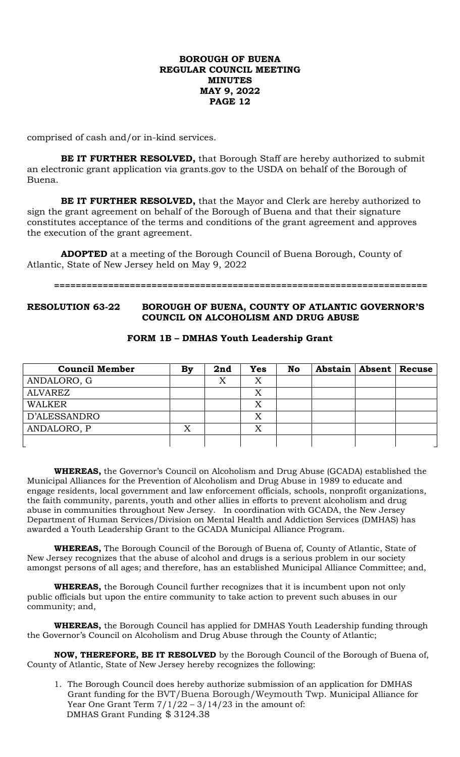comprised of cash and/or in-kind services.

**BE IT FURTHER RESOLVED,** that Borough Staff are hereby authorized to submit an electronic grant application via grants.gov to the USDA on behalf of the Borough of Buena.

**BE IT FURTHER RESOLVED,** that the Mayor and Clerk are hereby authorized to sign the grant agreement on behalf of the Borough of Buena and that their signature constitutes acceptance of the terms and conditions of the grant agreement and approves the execution of the grant agreement.

**ADOPTED** at a meeting of the Borough Council of Buena Borough, County of Atlantic, State of New Jersey held on May 9, 2022

====================================================================

**RESOLUTION 63-22 BOROUGH OF BUENA, COUNTY OF ATLANTIC GOVERNOR'S COUNCIL ON ALCOHOLISM AND DRUG ABUSE**

**FORM 1B – DMHAS Youth Leadership Grant**

| Council Member | By | 2nd | Yes | No | Abstain | Absent | Recuse |
|---|---|---|---|---|---|---|---|
| ANDALORO, G | | X | X | | | | |
| ALVAREZ | | | X | | | | |
| WALKER | | | X | | | | |
| D'ALESSANDRO | | | X | | | | |
| ANDALORO, P | X | | X | | | | |
| | | | | | | | |

**WHEREAS,** the Governor's Council on Alcoholism and Drug Abuse (GCADA) established the Municipal Alliances for the Prevention of Alcoholism and Drug Abuse in 1989 to educate and engage residents, local government and law enforcement officials, schools, nonprofit organizations, the faith community, parents, youth and other allies in efforts to prevent alcoholism and drug abuse in communities throughout New Jersey. In coordination with GCADA, the New Jersey Department of Human Services/Division on Mental Health and Addiction Services (DMHAS) has awarded a Youth Leadership Grant to the GCADA Municipal Alliance Program.

**WHEREAS,** The Borough Council of the Borough of Buena of, County of Atlantic, State of New Jersey recognizes that the abuse of alcohol and drugs is a serious problem in our society amongst persons of all ages; and therefore, has an established Municipal Alliance Committee; and,

**WHEREAS,** the Borough Council further recognizes that it is incumbent upon not only public officials but upon the entire community to take action to prevent such abuses in our community; and,

**WHEREAS,** the Borough Council has applied for DMHAS Youth Leadership funding through the Governor's Council on Alcoholism and Drug Abuse through the County of Atlantic;

**NOW, THEREFORE, BE IT RESOLVED** by the Borough Council of the Borough of Buena of, County of Atlantic, State of New Jersey hereby recognizes the following:

1. The Borough Council does hereby authorize submission of an application for DMHAS Grant funding for the BVT/Buena Borough/Weymouth Twp. Municipal Alliance for Year One Grant Term 7/1/22 – 3/14/23 in the amount of:
   DMHAS Grant Funding $ 3124.38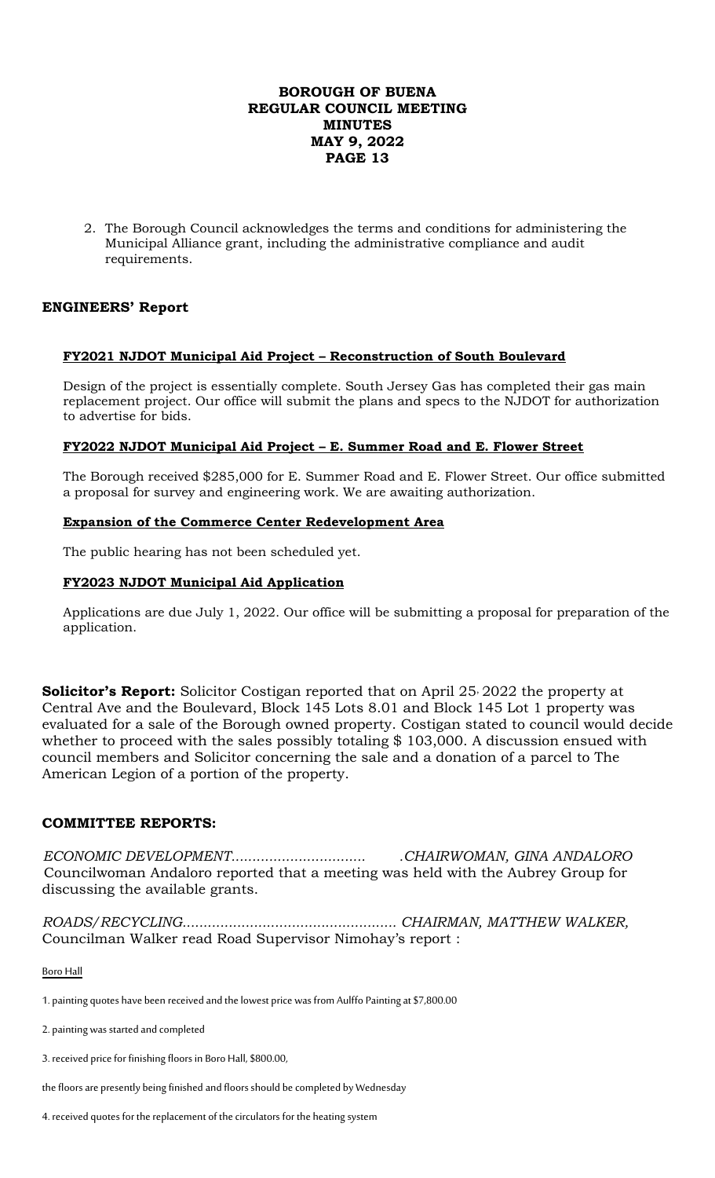2. The Borough Council acknowledges the terms and conditions for administering the Municipal Alliance grant, including the administrative compliance and audit requirements.

## ENGINEERS' Report

### FY2021 NJDOT Municipal Aid Project – Reconstruction of South Boulevard

Design of the project is essentially complete. South Jersey Gas has completed their gas main replacement project. Our office will submit the plans and specs to the NJDOT for authorization to advertise for bids.

### FY2022 NJDOT Municipal Aid Project – E. Summer Road and E. Flower Street

The Borough received $285,000 for E. Summer Road and E. Flower Street. Our office submitted a proposal for survey and engineering work. We are awaiting authorization.

### Expansion of the Commerce Center Redevelopment Area

The public hearing has not been scheduled yet.

### FY2023 NJDOT Municipal Aid Application

Applications are due July 1, 2022. Our office will be submitting a proposal for preparation of the application.

**Solicitor's Report:** Solicitor Costigan reported that on April 25, 2022 the property at Central Ave and the Boulevard, Block 145 Lots 8.01 and Block 145 Lot 1 property was evaluated for a sale of the Borough owned property. Costigan stated to council would decide whether to proceed with the sales possibly totaling $ 103,000. A discussion ensued with council members and Solicitor concerning the sale and a donation of a parcel to The American Legion of a portion of the property.

## COMMITTEE REPORTS:

*ECONOMIC DEVELOPMENT................................ .CHAIRWOMAN, GINA ANDALORO*
Councilwoman Andaloro reported that a meeting was held with the Aubrey Group for discussing the available grants.

*ROADS/RECYCLING.................................................. CHAIRMAN, MATTHEW WALKER,*
Councilman Walker read Road Supervisor Nimohay's report :

Boro Hall

1. painting quotes have been received and the lowest price was from Aulffo Painting at $7,800.00

2. painting was started and completed

3. received price for finishing floors in Boro Hall, $800.00,

the floors are presently being finished and floors should be completed by Wednesday

4. received quotes for the replacement of the circulators for the heating system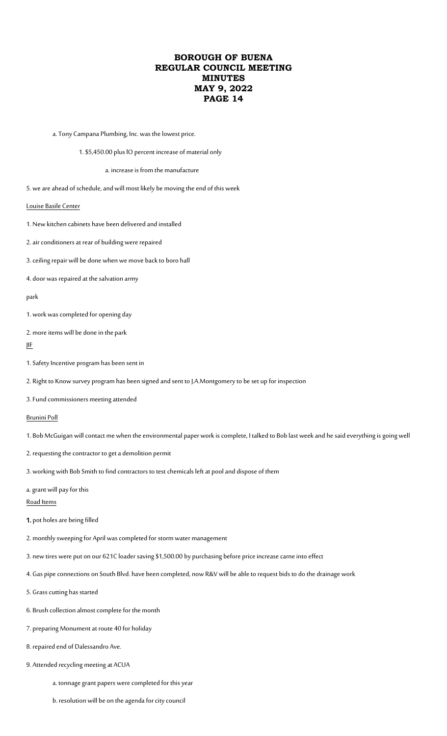a. Tony Campana Plumbing, Inc. was the lowest price.

1. $5,450.00 plus lO percent increase of material only

a. increase is from the manufacture

5. we are ahead of schedule, and will most likely be moving the end of this week

Louise Basile Center

1. New kitchen cabinets have been delivered and installed

2. air conditioners at rear of building were repaired

3. ceiling repair will be done when we move back to boro hall

4. door was repaired at the salvation army

park

1. work was completed for opening day

2. more items will be done in the park

JIF

1. Safety Incentive program has been sent in

2. Right to Know survey program has been signed and sent to J.A.Montgomery to be set up for inspection

3. Fund commissioners meeting attended

Brunini Poll

1. Bob McGuigan will contact me when the environmental paper work is complete, I talked to Bob last week and he said everything is going well

2. requesting the contractor to get a demolition permit

3. working with Bob Smith to find contractors to test chemicals left at pool and dispose of them

a. grant will pay for this

Road Items

1. pot holes are being filled

2. monthly sweeping for April was completed for storm water management

3. new tires were put on our 621C loader saving $1,500.00 by purchasing before price increase carne into effect

4. Gas pipe connections on South Blvd. have been completed, now R&V will be able to request bids to do the drainage work

5. Grass cutting has started

6. Brush collection almost complete for the month

7. preparing Monument at route 40 for holiday

8. repaired end of Dalessandro Ave.

9. Attended recycling meeting at ACUA

a. tonnage grant papers were completed for this year

b. resolution will be on the agenda for city council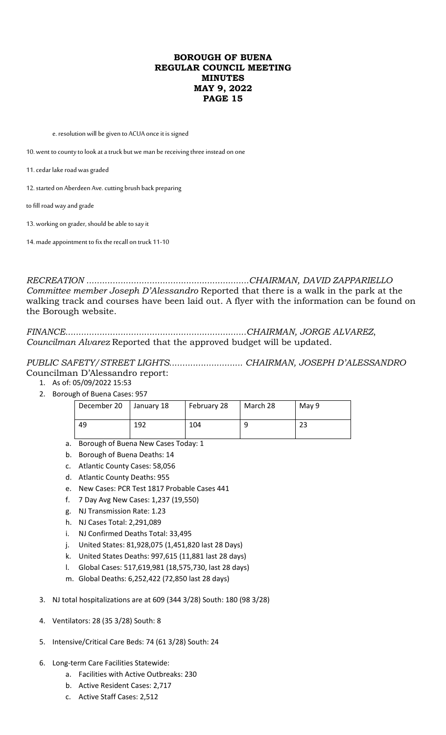e. resolution will be given to ACUA once it is signed

10. went to county to look at a truck but we man be receiving three instead on one

11. cedar lake road was graded

12. started on Aberdeen Ave. cutting brush back preparing

to fill road way and grade

13. working on grader, should be able to say it

14. made appointment to fix the recall on truck 11-10

*RECREATION .............................................................CHAIRMAN, DAVID ZAPPARIELLO*
*Committee member Joseph D'Alessandro* Reported that there is a walk in the park at the walking track and courses have been laid out. A flyer with the information can be found on the Borough website.

*FINANCE....................................................................CHAIRMAN, JORGE ALVAREZ,*
*Councilman Alvarez* Reported that the approved budget will be updated.

*PUBLIC SAFETY/STREET LIGHTS............................ CHAIRMAN, JOSEPH D'ALESSANDRO*
Councilman D'Alessandro report:

1. As of: 05/09/2022 15:53
2. Borough of Buena Cases: 957

| December 20 | January 18 | February 28 | March 28 | May 9 |
|---|---|---|---|---|
| 49 | 192 | 104 | 9 | 23 |

   a. Borough of Buena New Cases Today: 1
   b. Borough of Buena Deaths: 14
   c. Atlantic County Cases: 58,056
   d. Atlantic County Deaths: 955
   e. New Cases: PCR Test 1817 Probable Cases 441
   f. 7 Day Avg New Cases: 1,237 (19,550)
   g. NJ Transmission Rate: 1.23
   h. NJ Cases Total: 2,291,089
   i. NJ Confirmed Deaths Total: 33,495
   j. United States: 81,928,075 (1,451,820 last 28 Days)
   k. United States Deaths: 997,615 (11,881 last 28 days)
   l. Global Cases: 517,619,981 (18,575,730, last 28 days)
   m. Global Deaths: 6,252,422 (72,850 last 28 days)

3. NJ total hospitalizations are at 609 (344 3/28) South: 180 (98 3/28)
4. Ventilators: 28 (35 3/28) South: 8
5. Intensive/Critical Care Beds: 74 (61 3/28) South: 24
6. Long-term Care Facilities Statewide:
   a. Facilities with Active Outbreaks: 230
   b. Active Resident Cases: 2,717
   c. Active Staff Cases: 2,512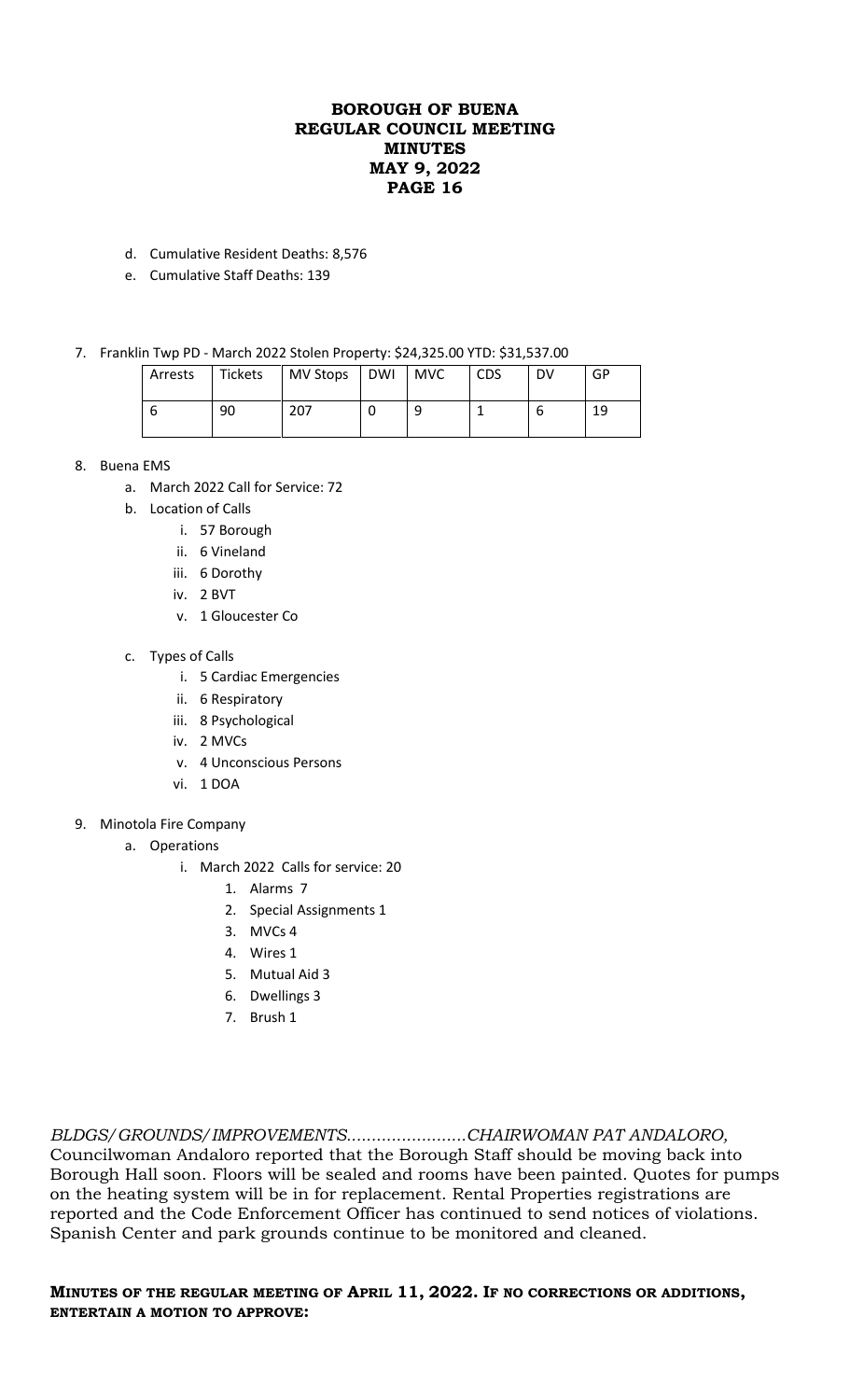d. Cumulative Resident Deaths: 8,576
e. Cumulative Staff Deaths: 139

7. Franklin Twp PD - March 2022 Stolen Property: $24,325.00 YTD: $31,537.00

| Arrests | Tickets | MV Stops | DWI | MVC | CDS | DV | GP |
|---|---|---|---|---|---|---|---|
| 6 | 90 | 207 | 0 | 9 | 1 | 6 | 19 |

8. Buena EMS
   a. March 2022 Call for Service: 72
   b. Location of Calls
      i. 57 Borough
      ii. 6 Vineland
      iii. 6 Dorothy
      iv. 2 BVT
      v. 1 Gloucester Co
   c. Types of Calls
      i. 5 Cardiac Emergencies
      ii. 6 Respiratory
      iii. 8 Psychological
      iv. 2 MVCs
      v. 4 Unconscious Persons
      vi. 1 DOA

9. Minotola Fire Company
   a. Operations
      i. March 2022 Calls for service: 20
         1. Alarms 7
         2. Special Assignments 1
         3. MVCs 4
         4. Wires 1
         5. Mutual Aid 3
         6. Dwellings 3
         7. Brush 1

*BLDGS/GROUNDS/IMPROVEMENTS........................CHAIRWOMAN PAT ANDALORO,*
Councilwoman Andaloro reported that the Borough Staff should be moving back into Borough Hall soon. Floors will be sealed and rooms have been painted. Quotes for pumps on the heating system will be in for replacement. Rental Properties registrations are reported and the Code Enforcement Officer has continued to send notices of violations. Spanish Center and park grounds continue to be monitored and cleaned.

**MINUTES OF THE REGULAR MEETING OF APRIL 11, 2022. IF NO CORRECTIONS OR ADDITIONS, ENTERTAIN A MOTION TO APPROVE:**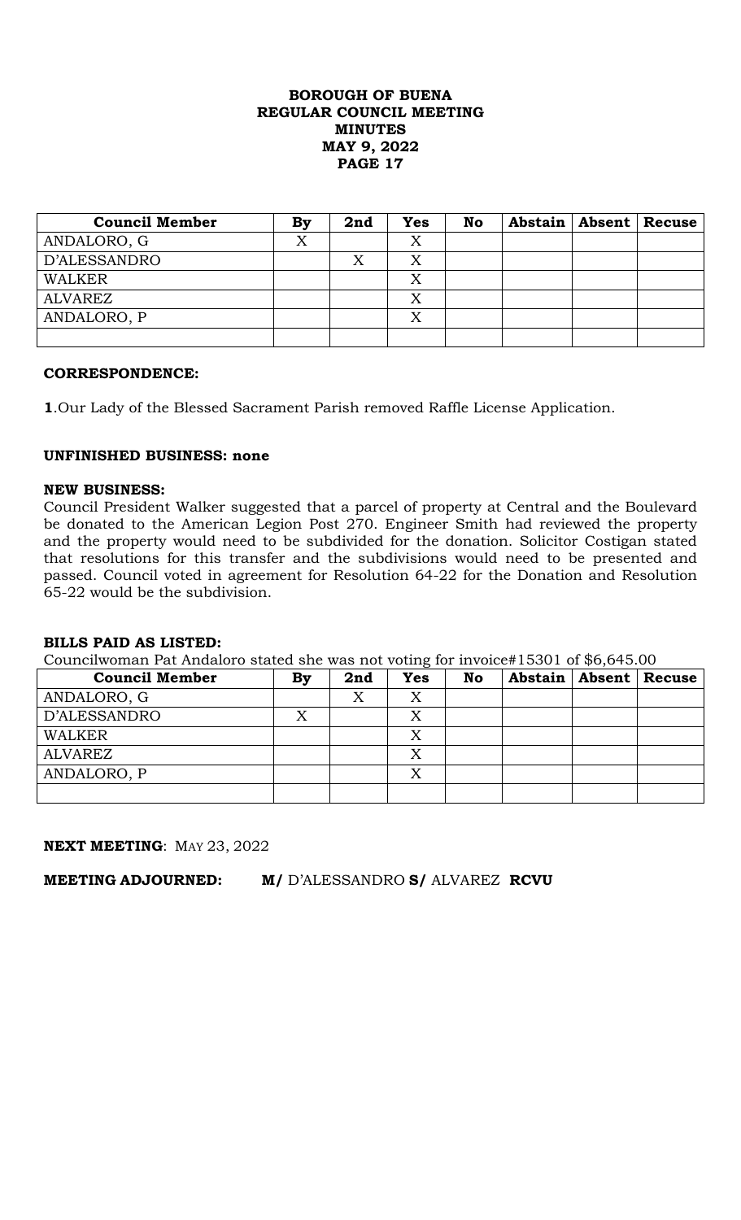**BOROUGH OF BUENA**
**REGULAR COUNCIL MEETING**
**MINUTES**
**MAY 9, 2022**

| Council Member | By | 2nd | Yes | No | Abstain | Absent | Recuse |
|---|---|---|---|---|---|---|---|
| ANDALORO, G | X | | X | | | | |
| D'ALESSANDRO | | X | X | | | | |
| WALKER | | | X | | | | |
| ALVAREZ | | | X | | | | |
| ANDALORO, P | | | X | | | | |
| | | | | | | | |

**CORRESPONDENCE:**

**1**.Our Lady of the Blessed Sacrament Parish removed Raffle License Application.

**UNFINISHED BUSINESS: none**

**NEW BUSINESS:**
Council President Walker suggested that a parcel of property at Central and the Boulevard be donated to the American Legion Post 270. Engineer Smith had reviewed the property and the property would need to be subdivided for the donation. Solicitor Costigan stated that resolutions for this transfer and the subdivisions would need to be presented and passed. Council voted in agreement for Resolution 64-22 for the Donation and Resolution 65-22 would be the subdivision.

**BILLS PAID AS LISTED:**
Councilwoman Pat Andaloro stated she was not voting for invoice#15301 of $6,645.00

| Council Member | By | 2nd | Yes | No | Abstain | Absent | Recuse |
|---|---|---|---|---|---|---|---|
| ANDALORO, G | | X | X | | | | |
| D'ALESSANDRO | X | | X | | | | |
| WALKER | | | X | | | | |
| ALVAREZ | | | X | | | | |
| ANDALORO, P | | | X | | | | |
| | | | | | | | |

**NEXT MEETING**: MAY 23, 2022

**MEETING ADJOURNED:** **M/** D'ALESSANDRO **S/** ALVAREZ **RCVU**